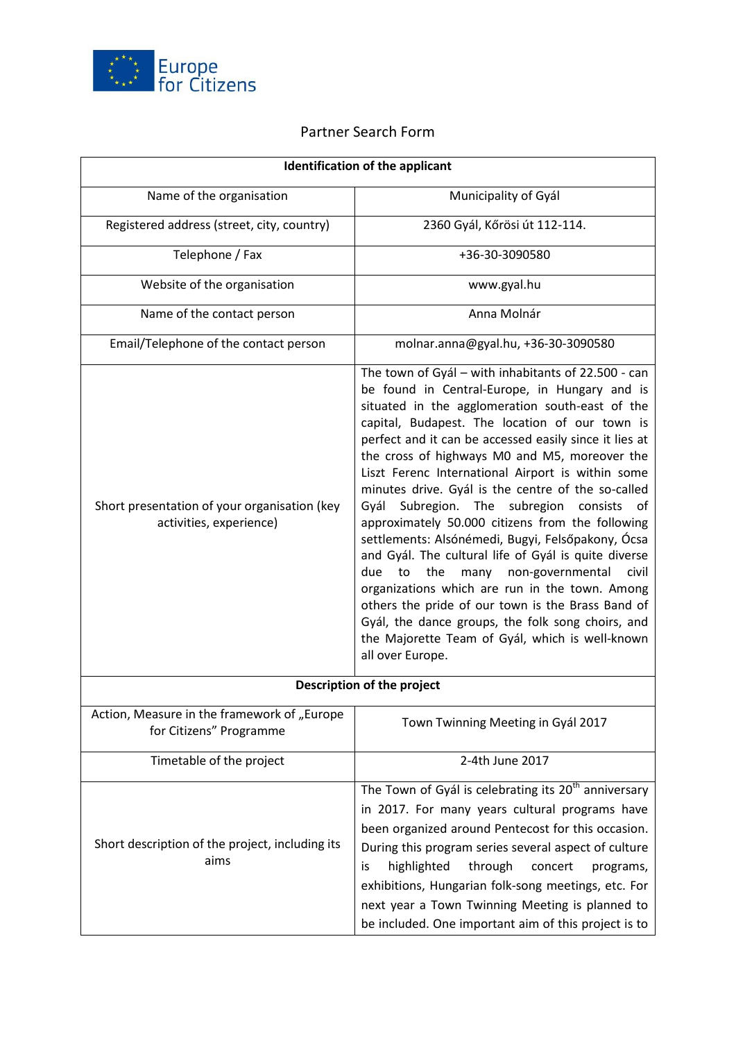Europe for Citizens

# Partner Search Form

| Identification of the applicant | |
|---|---|
| Name of the organisation | Municipality of Gyál |
| Registered address (street, city, country) | 2360 Gyál, Kőrösi út 112-114. |
| Telephone / Fax | +36-30-3090580 |
| Website of the organisation | www.gyal.hu |
| Name of the contact person | Anna Molnár |
| Email/Telephone of the contact person | molnar.anna@gyal.hu, +36-30-3090580 |
| Short presentation of your organisation (key activities, experience) | The town of Gyál – with inhabitants of 22.500 - can be found in Central-Europe, in Hungary and is situated in the agglomeration south-east of the capital, Budapest. The location of our town is perfect and it can be accessed easily since it lies at the cross of highways M0 and M5, moreover the Liszt Ferenc International Airport is within some minutes drive. Gyál is the centre of the so-called Gyál Subregion. The subregion consists of approximately 50.000 citizens from the following settlements: Alsónémedi, Bugyi, Felsőpakony, Ócsa and Gyál. The cultural life of Gyál is quite diverse due to the many non-governmental civil organizations which are run in the town. Among others the pride of our town is the Brass Band of Gyál, the dance groups, the folk song choirs, and the Majorette Team of Gyál, which is well-known all over Europe. |
| **Description of the project** | |
| Action, Measure in the framework of „Europe for Citizens" Programme | Town Twinning Meeting in Gyál 2017 |
| Timetable of the project | 2-4th June 2017 |
| Short description of the project, including its aims | The Town of Gyál is celebrating its 20th anniversary in 2017. For many years cultural programs have been organized around Pentecost for this occasion. During this program series several aspect of culture is highlighted through concert programs, exhibitions, Hungarian folk-song meetings, etc. For next year a Town Twinning Meeting is planned to be included. One important aim of this project is to |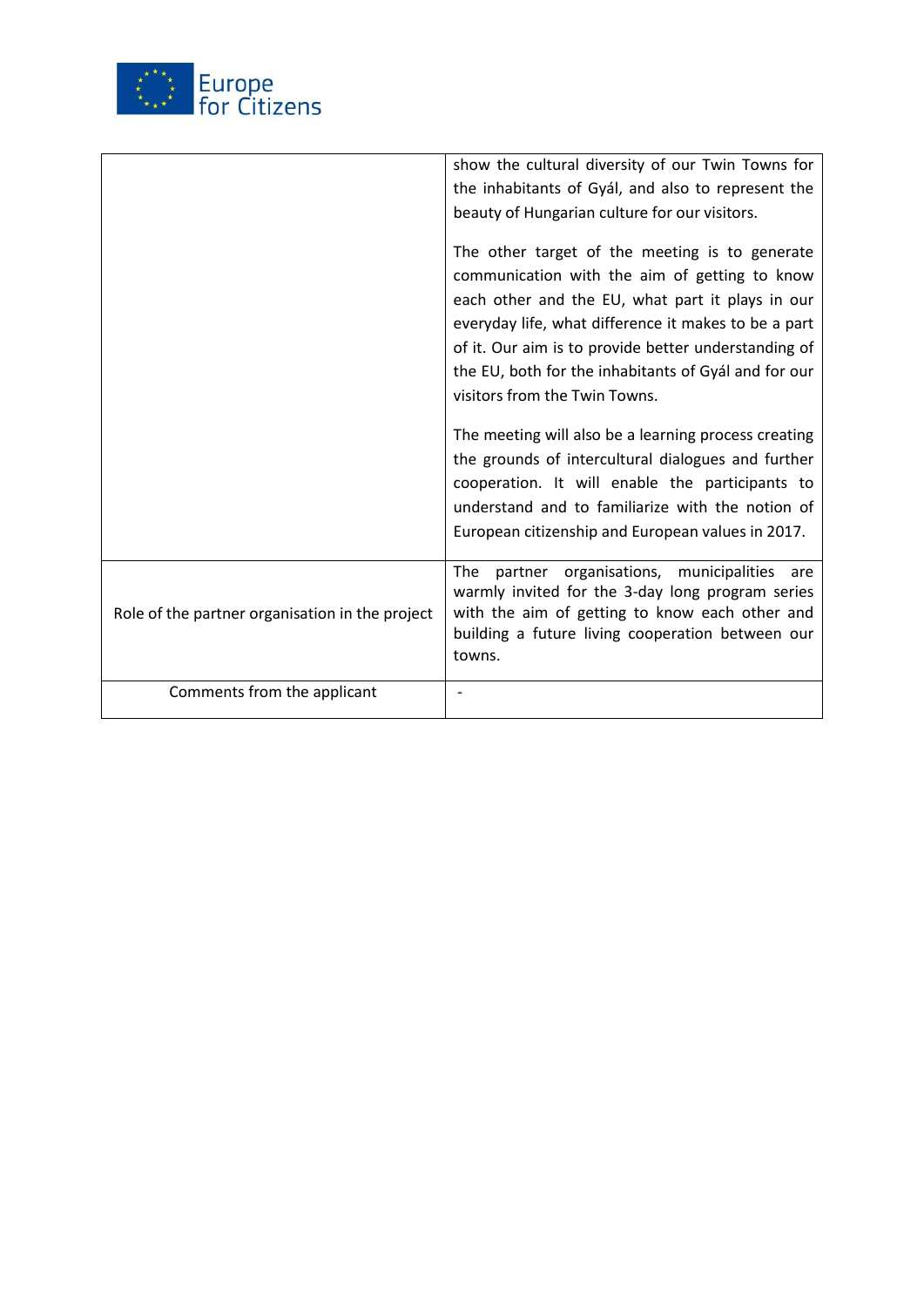| | |
|---|---|
| | show the cultural diversity of our Twin Towns for the inhabitants of Gyál, and also to represent the beauty of Hungarian culture for our visitors.<br><br>The other target of the meeting is to generate communication with the aim of getting to know each other and the EU, what part it plays in our everyday life, what difference it makes to be a part of it. Our aim is to provide better understanding of the EU, both for the inhabitants of Gyál and for our visitors from the Twin Towns.<br><br>The meeting will also be a learning process creating the grounds of intercultural dialogues and further cooperation. It will enable the participants to understand and to familiarize with the notion of European citizenship and European values in 2017. |
| Role of the partner organisation in the project | The partner organisations, municipalities are warmly invited for the 3-day long program series with the aim of getting to know each other and building a future living cooperation between our towns. |
| Comments from the applicant | - |